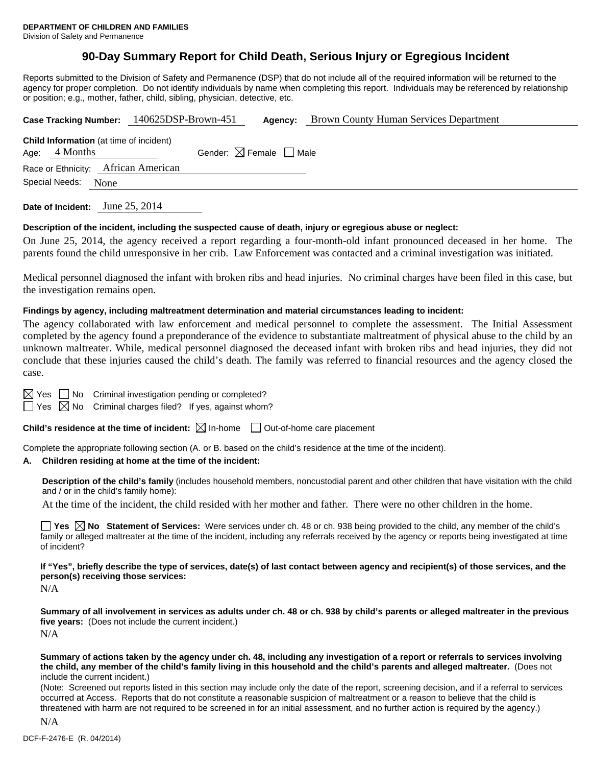**DEPARTMENT OF CHILDREN AND FAMILIES**
Division of Safety and Permanence

# 90-Day Summary Report for Child Death, Serious Injury or Egregious Incident

Reports submitted to the Division of Safety and Permanence (DSP) that do not include all of the required information will be returned to the agency for proper completion. Do not identify individuals by name when completing this report. Individuals may be referenced by relationship or position; e.g., mother, father, child, sibling, physician, detective, etc.

**Case Tracking Number:** 140625DSP-Brown-451 **Agency:** Brown County Human Services Department

**Child Information** (at time of incident)
Age: 4 Months Gender: ☒ Female ☐ Male
Race or Ethnicity: African American
Special Needs: None

**Date of Incident:** June 25, 2014

**Description of the incident, including the suspected cause of death, injury or egregious abuse or neglect:**

On June 25, 2014, the agency received a report regarding a four-month-old infant pronounced deceased in her home. The parents found the child unresponsive in her crib. Law Enforcement was contacted and a criminal investigation was initiated.

Medical personnel diagnosed the infant with broken ribs and head injuries. No criminal charges have been filed in this case, but the investigation remains open.

**Findings by agency, including maltreatment determination and material circumstances leading to incident:**

The agency collaborated with law enforcement and medical personnel to complete the assessment. The Initial Assessment completed by the agency found a preponderance of the evidence to substantiate maltreatment of physical abuse to the child by an unknown maltreater. While, medical personnel diagnosed the deceased infant with broken ribs and head injuries, they did not conclude that these injuries caused the child's death. The family was referred to financial resources and the agency closed the case.

☒ Yes ☐ No Criminal investigation pending or completed?
☐ Yes ☒ No Criminal charges filed? If yes, against whom?

**Child's residence at the time of incident:** ☒ In-home ☐ Out-of-home care placement

Complete the appropriate following section (A. or B. based on the child's residence at the time of the incident).

**A. Children residing at home at the time of the incident:**

**Description of the child's family** (includes household members, noncustodial parent and other children that have visitation with the child and / or in the child's family home):

At the time of the incident, the child resided with her mother and father. There were no other children in the home.

☐ **Yes** ☒ **No Statement of Services:** Were services under ch. 48 or ch. 938 being provided to the child, any member of the child's family or alleged maltreater at the time of the incident, including any referrals received by the agency or reports being investigated at time of incident?

**If "Yes", briefly describe the type of services, date(s) of last contact between agency and recipient(s) of those services, and the person(s) receiving those services:**

N/A

**Summary of all involvement in services as adults under ch. 48 or ch. 938 by child's parents or alleged maltreater in the previous five years:** (Does not include the current incident.)

N/A

**Summary of actions taken by the agency under ch. 48, including any investigation of a report or referrals to services involving the child, any member of the child's family living in this household and the child's parents and alleged maltreater.** (Does not include the current incident.)

(Note: Screened out reports listed in this section may include only the date of the report, screening decision, and if a referral to services occurred at Access. Reports that do not constitute a reasonable suspicion of maltreatment or a reason to believe that the child is threatened with harm are not required to be screened in for an initial assessment, and no further action is required by the agency.)

N/A

DCF-F-2476-E (R. 04/2014)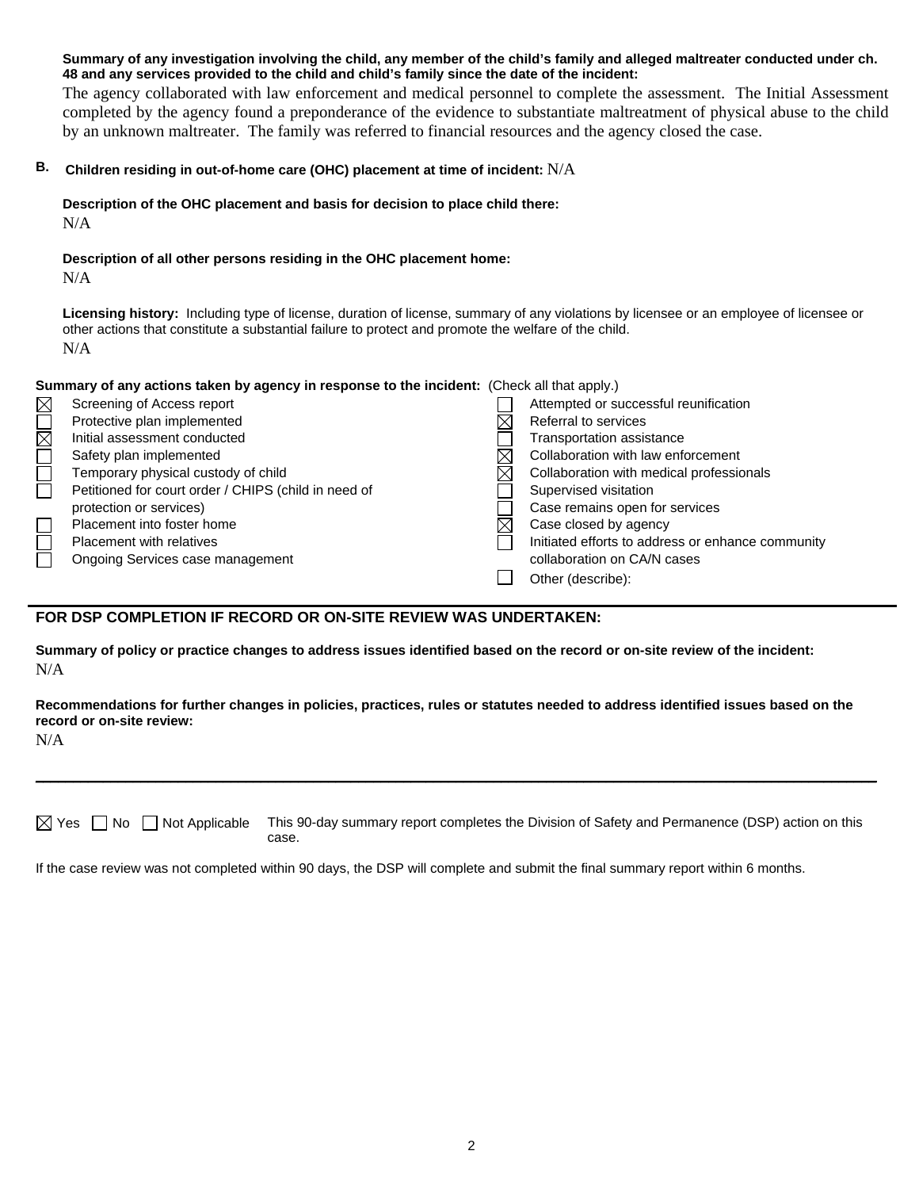**Summary of any investigation involving the child, any member of the child's family and alleged maltreater conducted under ch. 48 and any services provided to the child and child's family since the date of the incident:**

The agency collaborated with law enforcement and medical personnel to complete the assessment. The Initial Assessment completed by the agency found a preponderance of the evidence to substantiate maltreatment of physical abuse to the child by an unknown maltreater. The family was referred to financial resources and the agency closed the case.

**B. Children residing in out-of-home care (OHC) placement at time of incident:** N/A

**Description of the OHC placement and basis for decision to place child there:**
N/A

**Description of all other persons residing in the OHC placement home:**
N/A

**Licensing history:** Including type of license, duration of license, summary of any violations by licensee or an employee of licensee or other actions that constitute a substantial failure to protect and promote the welfare of the child.
N/A

**Summary of any actions taken by agency in response to the incident:** (Check all that apply.)

- ☒ Screening of Access report
- ☐ Protective plan implemented
- ☒ Initial assessment conducted
- ☐ Safety plan implemented
- ☐ Temporary physical custody of child
- ☐ Petitioned for court order / CHIPS (child in need of protection or services)
- ☐ Placement into foster home
- ☐ Placement with relatives
- ☐ Ongoing Services case management
- ☐ Attempted or successful reunification
- ☒ Referral to services
- ☐ Transportation assistance
- ☒ Collaboration with law enforcement
- ☒ Collaboration with medical professionals
- ☐ Supervised visitation
- ☐ Case remains open for services
- ☒ Case closed by agency
- ☐ Initiated efforts to address or enhance community collaboration on CA/N cases
- ☐ Other (describe):

## FOR DSP COMPLETION IF RECORD OR ON-SITE REVIEW WAS UNDERTAKEN:

**Summary of policy or practice changes to address issues identified based on the record or on-site review of the incident:**
N/A

**Recommendations for further changes in policies, practices, rules or statutes needed to address identified issues based on the record or on-site review:**
N/A

---

☒ Yes ☐ No ☐ Not Applicable This 90-day summary report completes the Division of Safety and Permanence (DSP) action on this case.

If the case review was not completed within 90 days, the DSP will complete and submit the final summary report within 6 months.